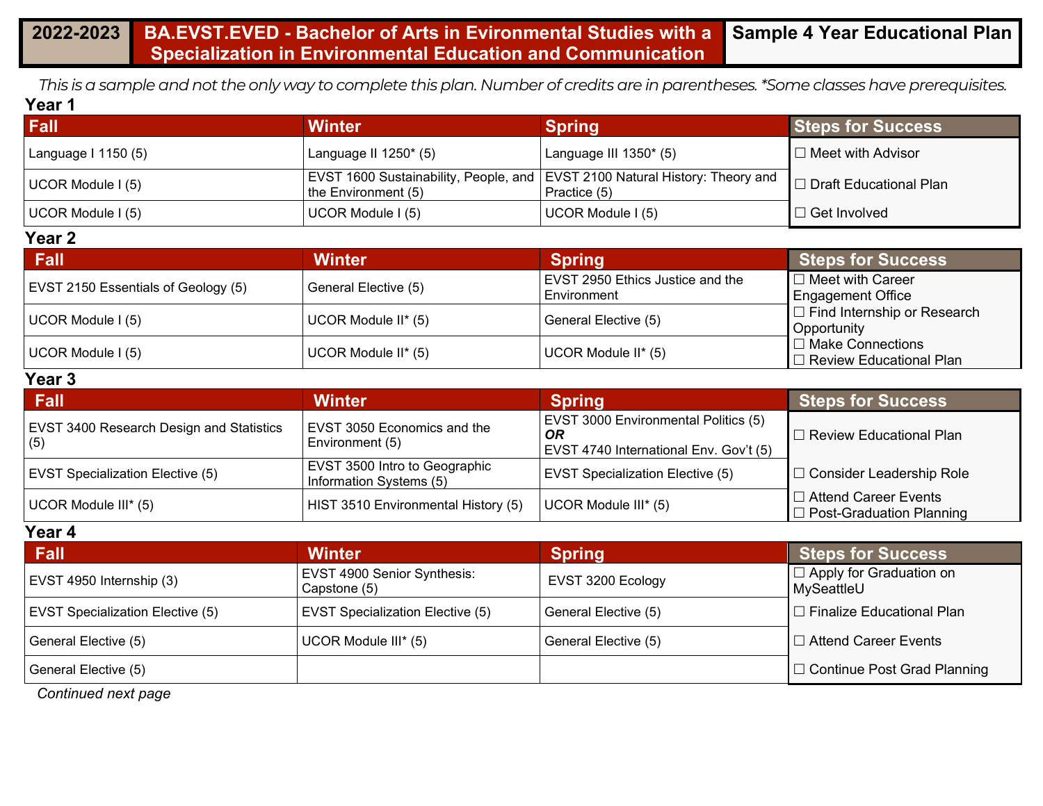# 2022-2023 | BA.EVST.EVED - Bachelor of Arts in Evironmental Studies with a Specialization in Environmental Education and Communication | Sample 4 Year Educational Plan

*This is a sample and not the only way to complete this plan. Number of credits are in parentheses. *Some classes have prerequisites.*

## Year 1

| Fall | Winter | Spring | Steps for Success |
|---|---|---|---|
| Language I 1150 (5) | Language II 1250* (5) | Language III 1350* (5) | ☐ Meet with Advisor |
| UCOR Module I (5) | EVST 1600 Sustainability, People, and the Environment (5) | EVST 2100 Natural History: Theory and Practice (5) | ☐ Draft Educational Plan |
| UCOR Module I (5) | UCOR Module I (5) | UCOR Module I (5) | ☐ Get Involved |

## Year 2

| Fall | Winter | Spring | Steps for Success |
|---|---|---|---|
| EVST 2150 Essentials of Geology (5) | General Elective (5) | EVST 2950 Ethics Justice and the Environment | ☐ Meet with Career Engagement Office |
| UCOR Module I (5) | UCOR Module II* (5) | General Elective (5) | ☐ Find Internship or Research Opportunity |
| UCOR Module I (5) | UCOR Module II* (5) | UCOR Module II* (5) | ☐ Make Connections<br>☐ Review Educational Plan |

## Year 3

| Fall | Winter | Spring | Steps for Success |
|---|---|---|---|
| EVST 3400 Research Design and Statistics (5) | EVST 3050 Economics and the Environment (5) | EVST 3000 Environmental Politics (5) ***OR*** EVST 4740 International Env. Gov't (5) | ☐ Review Educational Plan |
| EVST Specialization Elective (5) | EVST 3500 Intro to Geographic Information Systems (5) | EVST Specialization Elective (5) | ☐ Consider Leadership Role |
| UCOR Module III* (5) | HIST 3510 Environmental History (5) | UCOR Module III* (5) | ☐ Attend Career Events<br>☐ Post-Graduation Planning |

## Year 4

| Fall | Winter | Spring | Steps for Success |
|---|---|---|---|
| EVST 4950 Internship (3) | EVST 4900 Senior Synthesis: Capstone (5) | EVST 3200 Ecology | ☐ Apply for Graduation on MySeattleU |
| EVST Specialization Elective (5) | EVST Specialization Elective (5) | General Elective (5) | ☐ Finalize Educational Plan |
| General Elective (5) | UCOR Module III* (5) | General Elective (5) | ☐ Attend Career Events |
| General Elective (5) | | | ☐ Continue Post Grad Planning |

*Continued next page*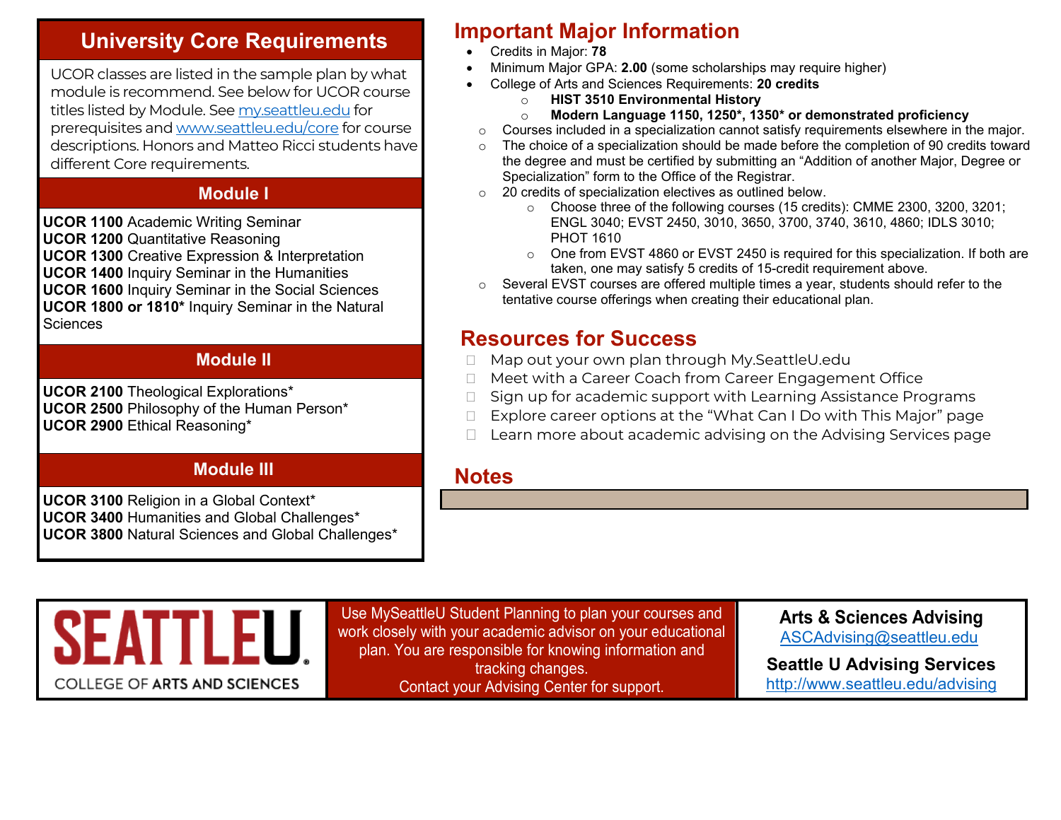## University Core Requirements

UCOR classes are listed in the sample plan by what module is recommend. See below for UCOR course titles listed by Module. See my.seattleu.edu for prerequisites and www.seattleu.edu/core for course descriptions. Honors and Matteo Ricci students have different Core requirements.

### Module I

**UCOR 1100** Academic Writing Seminar
**UCOR 1200** Quantitative Reasoning
**UCOR 1300** Creative Expression & Interpretation
**UCOR 1400** Inquiry Seminar in the Humanities
**UCOR 1600** Inquiry Seminar in the Social Sciences
**UCOR 1800 or 1810*** Inquiry Seminar in the Natural Sciences

### Module II

**UCOR 2100** Theological Explorations*
**UCOR 2500** Philosophy of the Human Person*
**UCOR 2900** Ethical Reasoning*

### Module III

**UCOR 3100** Religion in a Global Context*
**UCOR 3400** Humanities and Global Challenges*
**UCOR 3800** Natural Sciences and Global Challenges*

## Important Major Information

- Credits in Major: **78**
- Minimum Major GPA: **2.00** (some scholarships may require higher)
- College of Arts and Sciences Requirements: **20 credits**
  - **HIST 3510 Environmental History**
  - **Modern Language 1150, 1250*, 1350* or demonstrated proficiency**
  - Courses included in a specialization cannot satisfy requirements elsewhere in the major.
  - The choice of a specialization should be made before the completion of 90 credits toward the degree and must be certified by submitting an "Addition of another Major, Degree or Specialization" form to the Office of the Registrar.
  - 20 credits of specialization electives as outlined below.
    - Choose three of the following courses (15 credits): CMME 2300, 3200, 3201; ENGL 3040; EVST 2450, 3010, 3650, 3700, 3740, 3610, 4860; IDLS 3010; PHOT 1610
    - One from EVST 4860 or EVST 2450 is required for this specialization. If both are taken, one may satisfy 5 credits of 15-credit requirement above.
  - Several EVST courses are offered multiple times a year, students should refer to the tentative course offerings when creating their educational plan.

## Resources for Success

- Map out your own plan through My.SeattleU.edu
- Meet with a Career Coach from Career Engagement Office
- Sign up for academic support with Learning Assistance Programs
- Explore career options at the "What Can I Do with This Major" page
- Learn more about academic advising on the Advising Services page

## Notes

SEATTLEU
COLLEGE OF ARTS AND SCIENCES

Use MySeattleU Student Planning to plan your courses and work closely with your academic advisor on your educational plan. You are responsible for knowing information and tracking changes.
Contact your Advising Center for support.

**Arts & Sciences Advising**
ASCAdvising@seattleu.edu

**Seattle U Advising Services**
http://www.seattleu.edu/advising